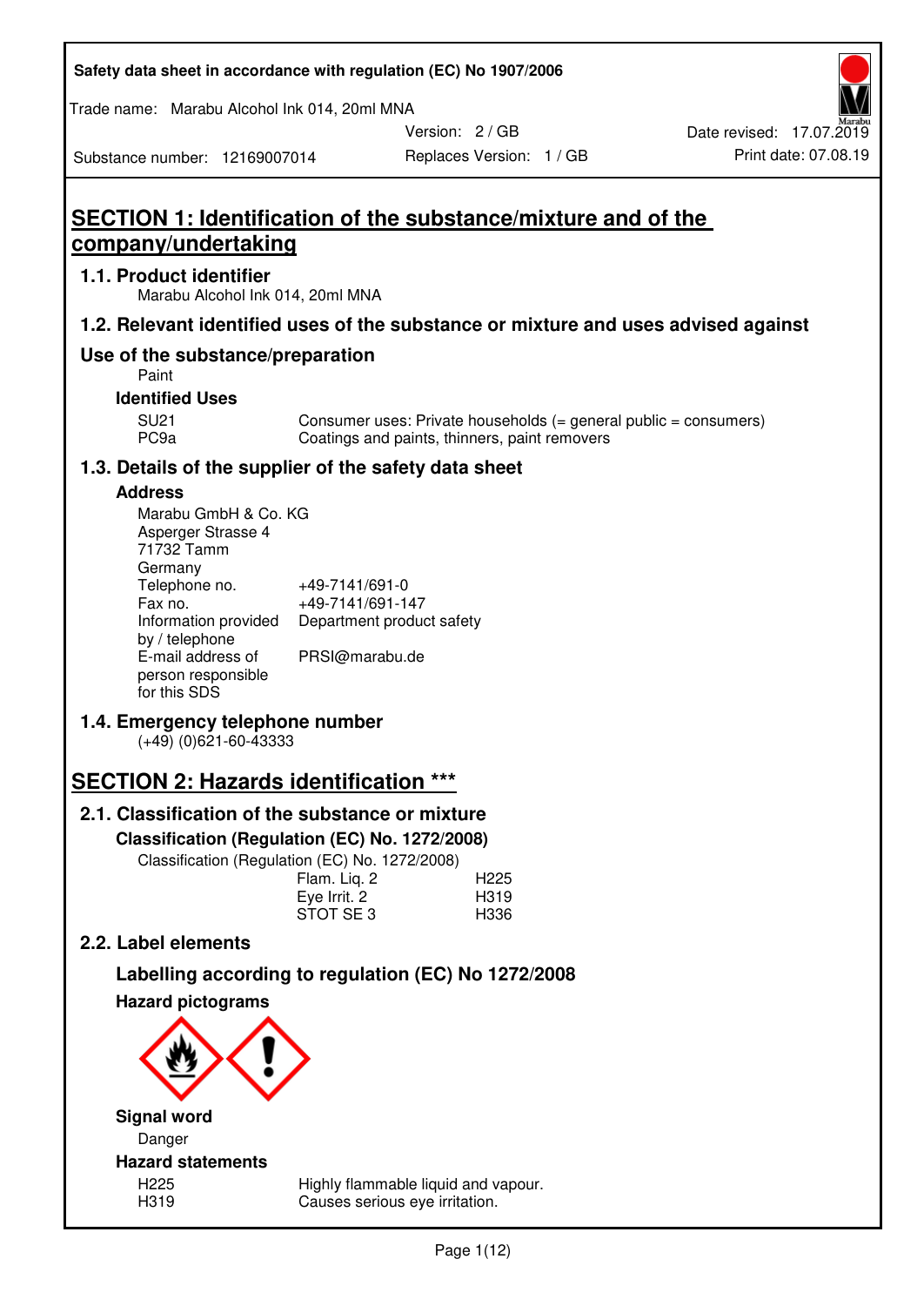# SECTION 1: Identification of the substance/mixture and of the company/undertaking

## 1.1. Product identifier

Marabu Alcohol Ink 014, 20ml MNA

## 1.2. Relevant identified uses of the substance or mixture and uses advised against

### Use of the substance/preparation

Paint

**Identified Uses**

| | |
|---|---|
| SU21 | Consumer uses: Private households (= general public = consumers) |
| PC9a | Coatings and paints, thinners, paint removers |

## 1.3. Details of the supplier of the safety data sheet

**Address**

Marabu GmbH & Co. KG
Asperger Strasse 4
71732 Tamm
Germany

| | |
|---|---|
| Telephone no. | +49-7141/691-0 |
| Fax no. | +49-7141/691-147 |
| Information provided by / telephone | Department product safety |
| E-mail address of person responsible for this SDS | PRSI@marabu.de |

## 1.4. Emergency telephone number

(+49) (0)621-60-43333

# SECTION 2: Hazards identification ***

## 2.1. Classification of the substance or mixture

**Classification (Regulation (EC) No. 1272/2008)**

Classification (Regulation (EC) No. 1272/2008)

| | |
|---|---|
| Flam. Liq. 2 | H225 |
| Eye Irrit. 2 | H319 |
| STOT SE 3 | H336 |

## 2.2. Label elements

### Labelling according to regulation (EC) No 1272/2008

**Hazard pictograms**

**Signal word**

Danger

**Hazard statements**

| | |
|---|---|
| H225 | Highly flammable liquid and vapour. |
| H319 | Causes serious eye irritation. |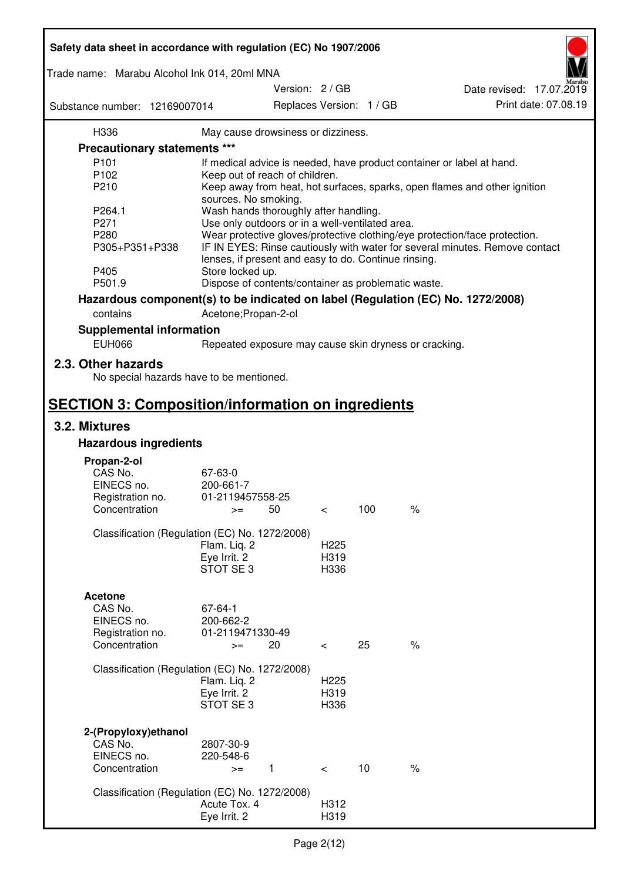| | |
|---|---|
| H336 | May cause drowsiness or dizziness. |

**Precautionary statements *****

| | |
|---|---|
| P101 | If medical advice is needed, have product container or label at hand. |
| P102 | Keep out of reach of children. |
| P210 | Keep away from heat, hot surfaces, sparks, open flames and other ignition sources. No smoking. |
| P264.1 | Wash hands thoroughly after handling. |
| P271 | Use only outdoors or in a well-ventilated area. |
| P280 | Wear protective gloves/protective clothing/eye protection/face protection. |
| P305+P351+P338 | IF IN EYES: Rinse cautiously with water for several minutes. Remove contact lenses, if present and easy to do. Continue rinsing. |
| P405 | Store locked up. |
| P501.9 | Dispose of contents/container as problematic waste. |

**Hazardous component(s) to be indicated on label (Regulation (EC) No. 1272/2008)**

contains Acetone;Propan-2-ol

**Supplemental information**

EUH066 Repeated exposure may cause skin dryness or cracking.

## 2.3. Other hazards

No special hazards have to be mentioned.

# SECTION 3: Composition/information on ingredients

## 3.2. Mixtures

### Hazardous ingredients

**Propan-2-ol**

| | | | | | |
|---|---|---|---|---|---|
| CAS No. | 67-63-0 | | | | |
| EINECS no. | 200-661-7 | | | | |
| Registration no. | 01-2119457558-25 | | | | |
| Concentration | >= | 50 | < | 100 | % |

Classification (Regulation (EC) No. 1272/2008)

| | |
|---|---|
| Flam. Liq. 2 | H225 |
| Eye Irrit. 2 | H319 |
| STOT SE 3 | H336 |

**Acetone**

| | | | | | |
|---|---|---|---|---|---|
| CAS No. | 67-64-1 | | | | |
| EINECS no. | 200-662-2 | | | | |
| Registration no. | 01-2119471330-49 | | | | |
| Concentration | >= | 20 | < | 25 | % |

Classification (Regulation (EC) No. 1272/2008)

| | |
|---|---|
| Flam. Liq. 2 | H225 |
| Eye Irrit. 2 | H319 |
| STOT SE 3 | H336 |

**2-(Propyloxy)ethanol**

| | | | | | |
|---|---|---|---|---|---|
| CAS No. | 2807-30-9 | | | | |
| EINECS no. | 220-548-6 | | | | |
| Concentration | >= | 1 | < | 10 | % |

Classification (Regulation (EC) No. 1272/2008)

| | |
|---|---|
| Acute Tox. 4 | H312 |
| Eye Irrit. 2 | H319 |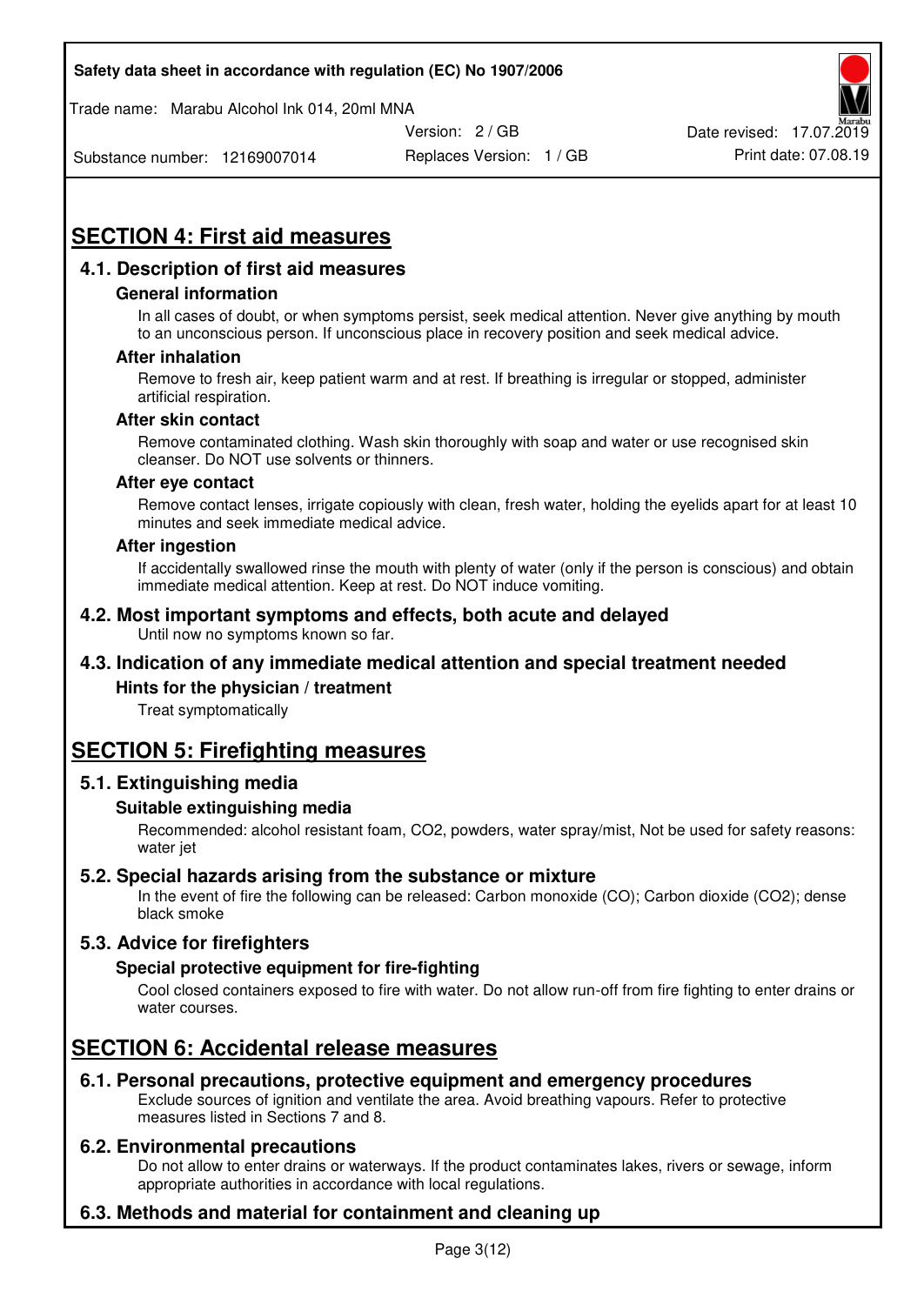# SECTION 4: First aid measures

## 4.1. Description of first aid measures

### General information

In all cases of doubt, or when symptoms persist, seek medical attention. Never give anything by mouth to an unconscious person. If unconscious place in recovery position and seek medical advice.

### After inhalation

Remove to fresh air, keep patient warm and at rest. If breathing is irregular or stopped, administer artificial respiration.

### After skin contact

Remove contaminated clothing. Wash skin thoroughly with soap and water or use recognised skin cleanser. Do NOT use solvents or thinners.

### After eye contact

Remove contact lenses, irrigate copiously with clean, fresh water, holding the eyelids apart for at least 10 minutes and seek immediate medical advice.

### After ingestion

If accidentally swallowed rinse the mouth with plenty of water (only if the person is conscious) and obtain immediate medical attention. Keep at rest. Do NOT induce vomiting.

## 4.2. Most important symptoms and effects, both acute and delayed

Until now no symptoms known so far.

## 4.3. Indication of any immediate medical attention and special treatment needed

### Hints for the physician / treatment

Treat symptomatically

# SECTION 5: Firefighting measures

## 5.1. Extinguishing media

### Suitable extinguishing media

Recommended: alcohol resistant foam, $CO_2$, powders, water spray/mist, Not be used for safety reasons: water jet

## 5.2. Special hazards arising from the substance or mixture

In the event of fire the following can be released: Carbon monoxide (CO); Carbon dioxide ($CO_2$); dense black smoke

## 5.3. Advice for firefighters

### Special protective equipment for fire-fighting

Cool closed containers exposed to fire with water. Do not allow run-off from fire fighting to enter drains or water courses.

# SECTION 6: Accidental release measures

## 6.1. Personal precautions, protective equipment and emergency procedures

Exclude sources of ignition and ventilate the area. Avoid breathing vapours. Refer to protective measures listed in Sections 7 and 8.

## 6.2. Environmental precautions

Do not allow to enter drains or waterways. If the product contaminates lakes, rivers or sewage, inform appropriate authorities in accordance with local regulations.

## 6.3. Methods and material for containment and cleaning up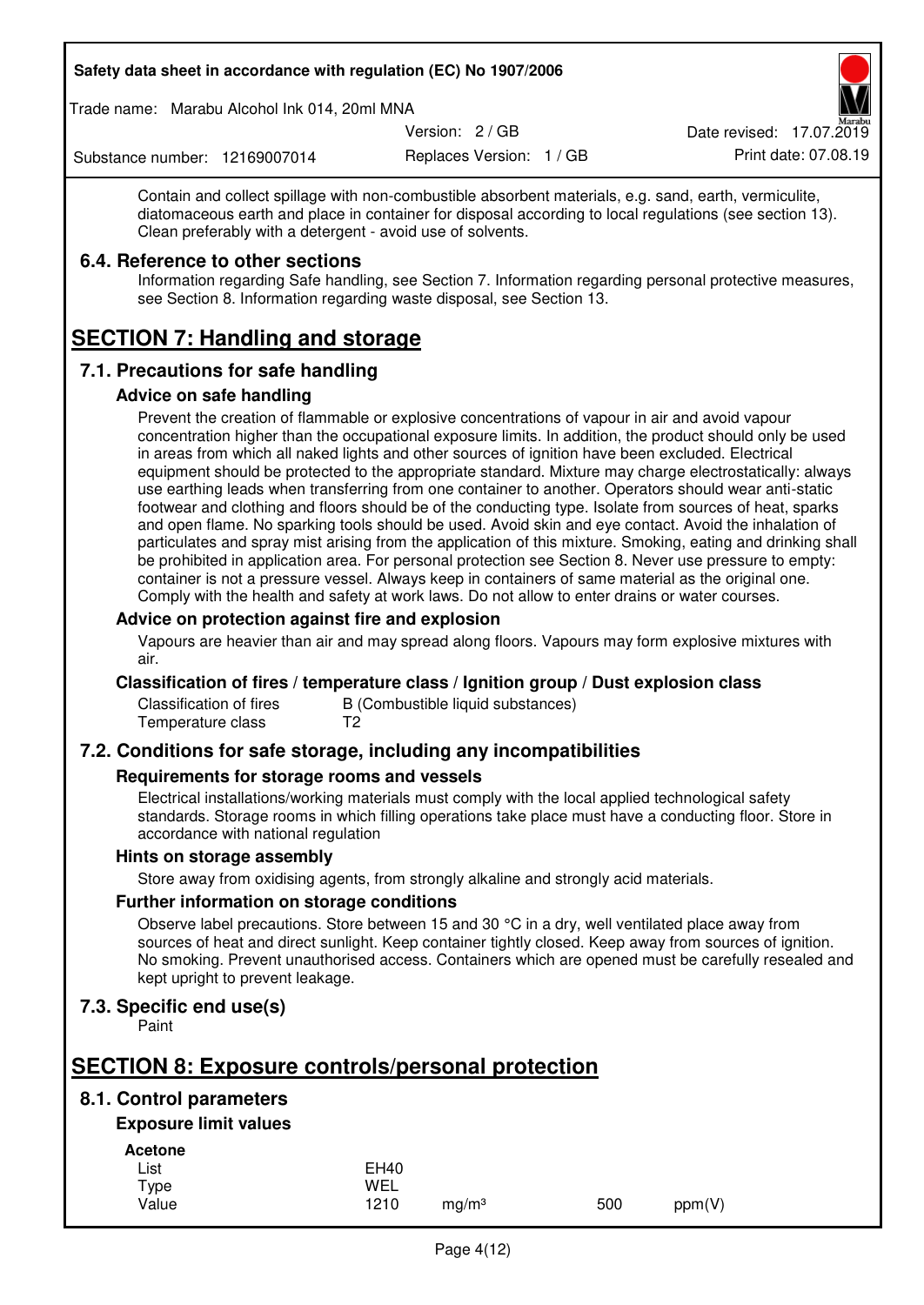Contain and collect spillage with non-combustible absorbent materials, e.g. sand, earth, vermiculite, diatomaceous earth and place in container for disposal according to local regulations (see section 13). Clean preferably with a detergent - avoid use of solvents.

### 6.4. Reference to other sections

Information regarding Safe handling, see Section 7. Information regarding personal protective measures, see Section 8. Information regarding waste disposal, see Section 13.

## SECTION 7: Handling and storage

### 7.1. Precautions for safe handling

#### Advice on safe handling

Prevent the creation of flammable or explosive concentrations of vapour in air and avoid vapour concentration higher than the occupational exposure limits. In addition, the product should only be used in areas from which all naked lights and other sources of ignition have been excluded. Electrical equipment should be protected to the appropriate standard. Mixture may charge electrostatically: always use earthing leads when transferring from one container to another. Operators should wear anti-static footwear and clothing and floors should be of the conducting type. Isolate from sources of heat, sparks and open flame. No sparking tools should be used. Avoid skin and eye contact. Avoid the inhalation of particulates and spray mist arising from the application of this mixture. Smoking, eating and drinking shall be prohibited in application area. For personal protection see Section 8. Never use pressure to empty: container is not a pressure vessel. Always keep in containers of same material as the original one. Comply with the health and safety at work laws. Do not allow to enter drains or water courses.

#### Advice on protection against fire and explosion

Vapours are heavier than air and may spread along floors. Vapours may form explosive mixtures with air.

#### Classification of fires / temperature class / Ignition group / Dust explosion class

| | |
|---|---|
| Classification of fires | B (Combustible liquid substances) |
| Temperature class | T2 |

### 7.2. Conditions for safe storage, including any incompatibilities

#### Requirements for storage rooms and vessels

Electrical installations/working materials must comply with the local applied technological safety standards. Storage rooms in which filling operations take place must have a conducting floor. Store in accordance with national regulation

#### Hints on storage assembly

Store away from oxidising agents, from strongly alkaline and strongly acid materials.

#### Further information on storage conditions

Observe label precautions. Store between 15 and 30 °C in a dry, well ventilated place away from sources of heat and direct sunlight. Keep container tightly closed. Keep away from sources of ignition. No smoking. Prevent unauthorised access. Containers which are opened must be carefully resealed and kept upright to prevent leakage.

### 7.3. Specific end use(s)

Paint

## SECTION 8: Exposure controls/personal protection

### 8.1. Control parameters

#### Exposure limit values

**Acetone**

| | | | | |
|---|---|---|---|---|
| List | EH40 | | | |
| Type | WEL | | | |
| Value | 1210 | mg/m³ | 500 | ppm(V) |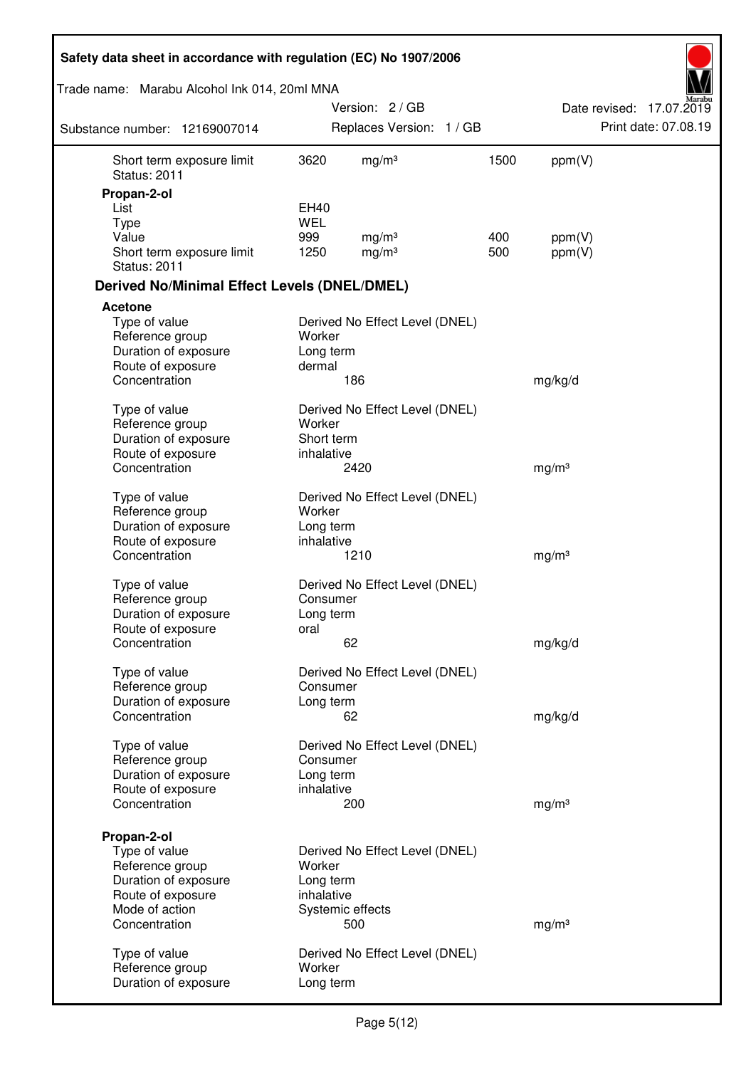| | | | | |
|---|---|---|---|---|
| Short term exposure limit | 3620 | mg/m³ | 1500 | ppm(V) |
| Status: 2011 | | | | |

**Propan-2-ol**

| | | | | |
|---|---|---|---|---|
| List | EH40 | | | |
| Type | WEL | | | |
| Value | 999 | mg/m³ | 400 | ppm(V) |
| Short term exposure limit | 1250 | mg/m³ | 500 | ppm(V) |
| Status: 2011 | | | | |

## Derived No/Minimal Effect Levels (DNEL/DMEL)

**Acetone**

| | | |
|---|---|---|
| Type of value | Derived No Effect Level (DNEL) | |
| Reference group | Worker | |
| Duration of exposure | Long term | |
| Route of exposure | dermal | |
| Concentration | 186 | mg/kg/d |

| | | |
|---|---|---|
| Type of value | Derived No Effect Level (DNEL) | |
| Reference group | Worker | |
| Duration of exposure | Short term | |
| Route of exposure | inhalative | |
| Concentration | 2420 | mg/m³ |

| | | |
|---|---|---|
| Type of value | Derived No Effect Level (DNEL) | |
| Reference group | Worker | |
| Duration of exposure | Long term | |
| Route of exposure | inhalative | |
| Concentration | 1210 | mg/m³ |

| | | |
|---|---|---|
| Type of value | Derived No Effect Level (DNEL) | |
| Reference group | Consumer | |
| Duration of exposure | Long term | |
| Route of exposure | oral | |
| Concentration | 62 | mg/kg/d |

| | | |
|---|---|---|
| Type of value | Derived No Effect Level (DNEL) | |
| Reference group | Consumer | |
| Duration of exposure | Long term | |
| Concentration | 62 | mg/kg/d |

| | | |
|---|---|---|
| Type of value | Derived No Effect Level (DNEL) | |
| Reference group | Consumer | |
| Duration of exposure | Long term | |
| Route of exposure | inhalative | |
| Concentration | 200 | mg/m³ |

**Propan-2-ol**

| | | |
|---|---|---|
| Type of value | Derived No Effect Level (DNEL) | |
| Reference group | Worker | |
| Duration of exposure | Long term | |
| Route of exposure | inhalative | |
| Mode of action | Systemic effects | |
| Concentration | 500 | mg/m³ |

| | |
|---|---|
| Type of value | Derived No Effect Level (DNEL) |
| Reference group | Worker |
| Duration of exposure | Long term |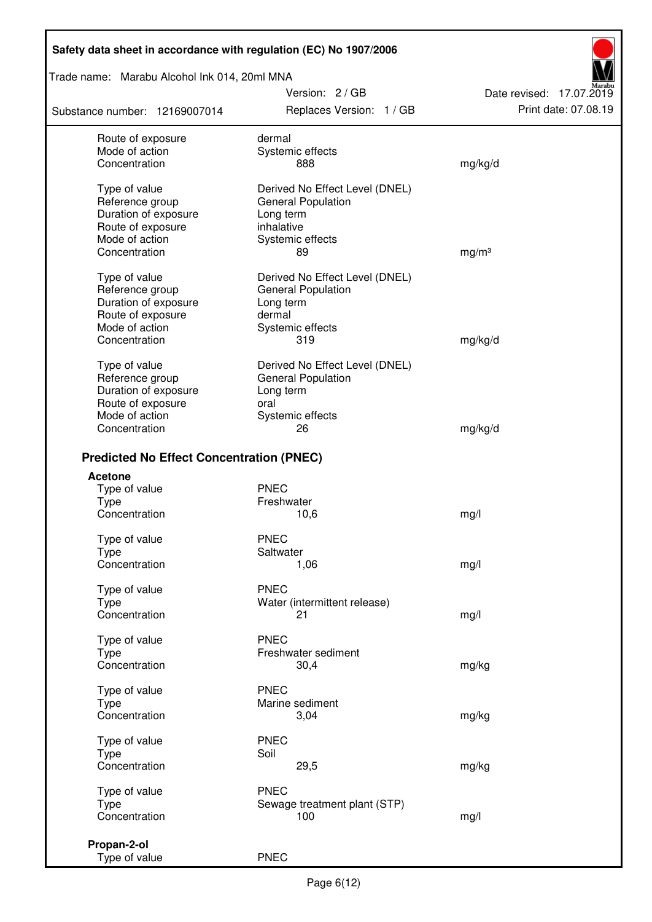| | | |
|---|---|---|
| Route of exposure | dermal | |
| Mode of action | Systemic effects | |
| Concentration | 888 | mg/kg/d |

| | | |
|---|---|---|
| Type of value | Derived No Effect Level (DNEL) | |
| Reference group | General Population | |
| Duration of exposure | Long term | |
| Route of exposure | inhalative | |
| Mode of action | Systemic effects | |
| Concentration | 89 | mg/m³ |

| | | |
|---|---|---|
| Type of value | Derived No Effect Level (DNEL) | |
| Reference group | General Population | |
| Duration of exposure | Long term | |
| Route of exposure | dermal | |
| Mode of action | Systemic effects | |
| Concentration | 319 | mg/kg/d |

| | | |
|---|---|---|
| Type of value | Derived No Effect Level (DNEL) | |
| Reference group | General Population | |
| Duration of exposure | Long term | |
| Route of exposure | oral | |
| Mode of action | Systemic effects | |
| Concentration | 26 | mg/kg/d |

## Predicted No Effect Concentration (PNEC)

**Acetone**

| | | |
|---|---|---|
| Type of value | PNEC | |
| Type | Freshwater | |
| Concentration | 10,6 | mg/l |

| | | |
|---|---|---|
| Type of value | PNEC | |
| Type | Saltwater | |
| Concentration | 1,06 | mg/l |

| | | |
|---|---|---|
| Type of value | PNEC | |
| Type | Water (intermittent release) | |
| Concentration | 21 | mg/l |

| | | |
|---|---|---|
| Type of value | PNEC | |
| Type | Freshwater sediment | |
| Concentration | 30,4 | mg/kg |

| | | |
|---|---|---|
| Type of value | PNEC | |
| Type | Marine sediment | |
| Concentration | 3,04 | mg/kg |

| | | |
|---|---|---|
| Type of value | PNEC | |
| Type | Soil | |
| Concentration | 29,5 | mg/kg |

| | | |
|---|---|---|
| Type of value | PNEC | |
| Type | Sewage treatment plant (STP) | |
| Concentration | 100 | mg/l |

**Propan-2-ol**

| | |
|---|---|
| Type of value | PNEC |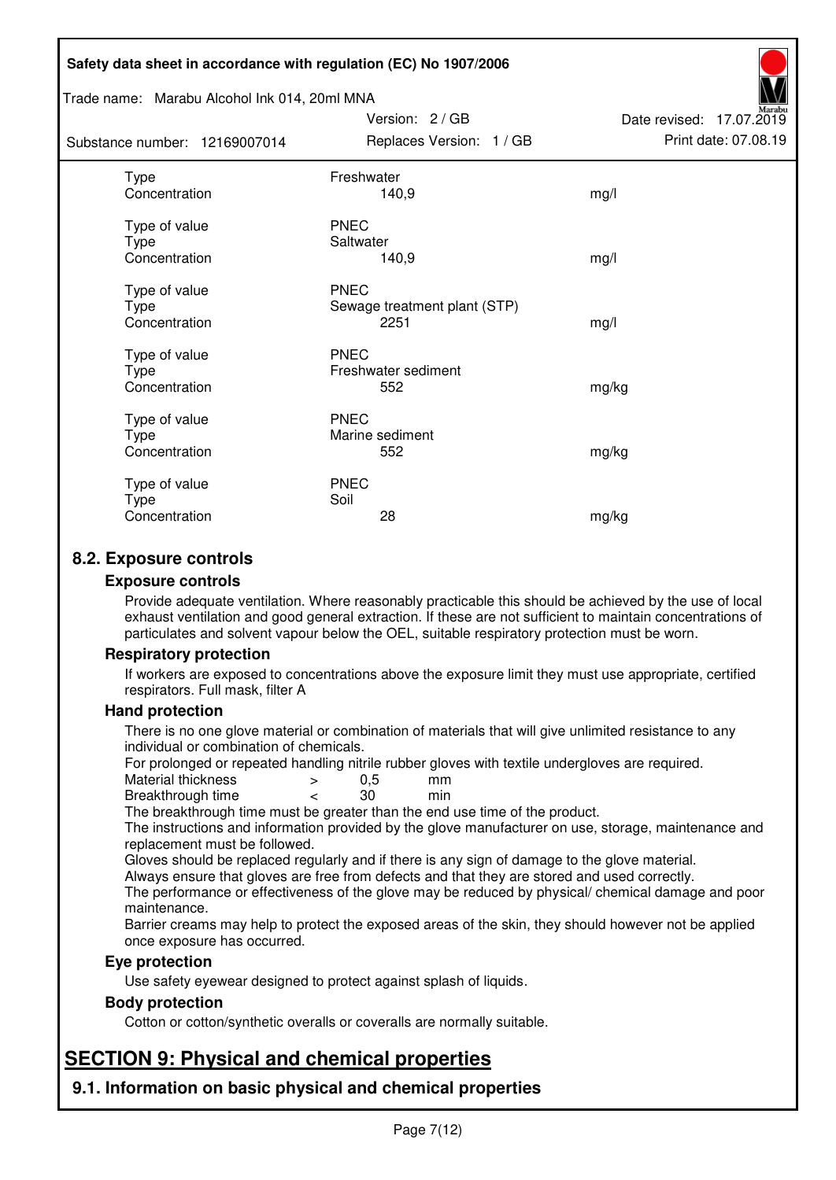| | | |
|---|---|---|
| Type | Freshwater | |
| Concentration | 140,9 | mg/l |
| | | |
| Type of value | PNEC | |
| Type | Saltwater | |
| Concentration | 140,9 | mg/l |
| | | |
| Type of value | PNEC | |
| Type | Sewage treatment plant (STP) | |
| Concentration | 2251 | mg/l |
| | | |
| Type of value | PNEC | |
| Type | Freshwater sediment | |
| Concentration | 552 | mg/kg |
| | | |
| Type of value | PNEC | |
| Type | Marine sediment | |
| Concentration | 552 | mg/kg |
| | | |
| Type of value | PNEC | |
| Type | Soil | |
| Concentration | 28 | mg/kg |

## 8.2. Exposure controls

### Exposure controls

Provide adequate ventilation. Where reasonably practicable this should be achieved by the use of local exhaust ventilation and good general extraction. If these are not sufficient to maintain concentrations of particulates and solvent vapour below the OEL, suitable respiratory protection must be worn.

### Respiratory protection

If workers are exposed to concentrations above the exposure limit they must use appropriate, certified respirators. Full mask, filter A

### Hand protection

There is no one glove material or combination of materials that will give unlimited resistance to any individual or combination of chemicals.

For prolonged or repeated handling nitrile rubber gloves with textile undergloves are required.

| | | | |
|---|---|---|---|
| Material thickness | > | 0,5 | mm |
| Breakthrough time | < | 30 | min |

The breakthrough time must be greater than the end use time of the product.

The instructions and information provided by the glove manufacturer on use, storage, maintenance and replacement must be followed.

Gloves should be replaced regularly and if there is any sign of damage to the glove material.

Always ensure that gloves are free from defects and that they are stored and used correctly.

The performance or effectiveness of the glove may be reduced by physical/ chemical damage and poor maintenance.

Barrier creams may help to protect the exposed areas of the skin, they should however not be applied once exposure has occurred.

### Eye protection

Use safety eyewear designed to protect against splash of liquids.

### Body protection

Cotton or cotton/synthetic overalls or coveralls are normally suitable.

# SECTION 9: Physical and chemical properties

## 9.1. Information on basic physical and chemical properties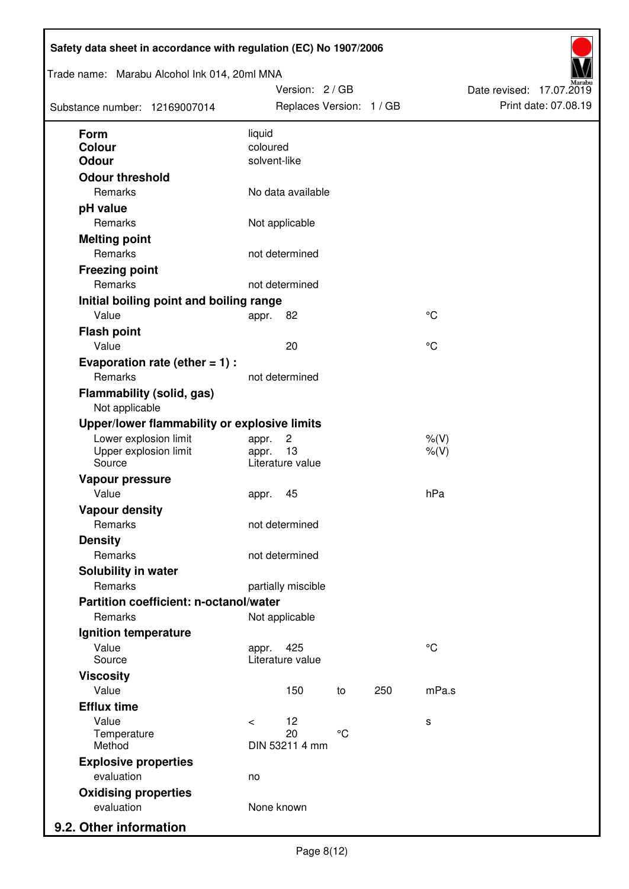| Property | | Value | | | Unit |
|---|---|---|---|---|---|
| **Form** | | liquid | | | |
| **Colour** | | coloured | | | |
| **Odour** | | solvent-like | | | |
| **Odour threshold** | | | | | |
| | Remarks | No data available | | | |
| **pH value** | | | | | |
| | Remarks | Not applicable | | | |
| **Melting point** | | | | | |
| | Remarks | not determined | | | |
| **Freezing point** | | | | | |
| | Remarks | not determined | | | |
| **Initial boiling point and boiling range** | | | | | |
| | Value | appr. 82 | | | °C |
| **Flash point** | | | | | |
| | Value | 20 | | | °C |
| **Evaporation rate (ether = 1) :** | | | | | |
| | Remarks | not determined | | | |
| **Flammability (solid, gas)** | | | | | |
| | Not applicable | | | | |
| **Upper/lower flammability or explosive limits** | | | | | |
| | Lower explosion limit | appr. 2 | | | %(V) |
| | Upper explosion limit | appr. 13 | | | %(V) |
| | Source | Literature value | | | |
| **Vapour pressure** | | | | | |
| | Value | appr. 45 | | | hPa |
| **Vapour density** | | | | | |
| | Remarks | not determined | | | |
| **Density** | | | | | |
| | Remarks | not determined | | | |
| **Solubility in water** | | | | | |
| | Remarks | partially miscible | | | |
| **Partition coefficient: n-octanol/water** | | | | | |
| | Remarks | Not applicable | | | |
| **Ignition temperature** | | | | | |
| | Value | appr. 425 | | | °C |
| | Source | Literature value | | | |
| **Viscosity** | | | | | |
| | Value | 150 | to | 250 | mPa.s |
| **Efflux time** | | | | | |
| | Value | < 12 | | | s |
| | Temperature | 20 | °C | | |
| | Method | DIN 53211 4 mm | | | |
| **Explosive properties** | | | | | |
| | evaluation | no | | | |
| **Oxidising properties** | | | | | |
| | evaluation | None known | | | |

## 9.2. Other information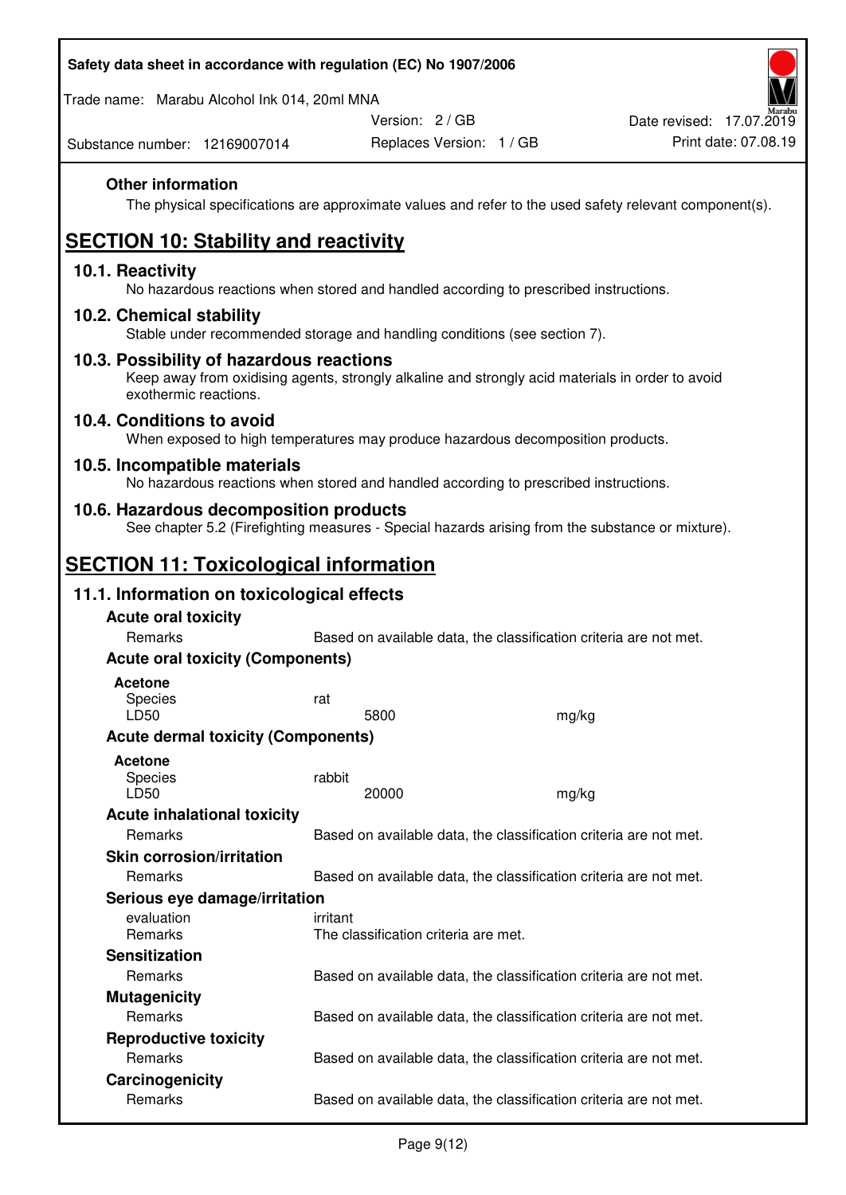### Other information

The physical specifications are approximate values and refer to the used safety relevant component(s).

## SECTION 10: Stability and reactivity

### 10.1. Reactivity

No hazardous reactions when stored and handled according to prescribed instructions.

### 10.2. Chemical stability

Stable under recommended storage and handling conditions (see section 7).

### 10.3. Possibility of hazardous reactions

Keep away from oxidising agents, strongly alkaline and strongly acid materials in order to avoid exothermic reactions.

### 10.4. Conditions to avoid

When exposed to high temperatures may produce hazardous decomposition products.

### 10.5. Incompatible materials

No hazardous reactions when stored and handled according to prescribed instructions.

### 10.6. Hazardous decomposition products

See chapter 5.2 (Firefighting measures - Special hazards arising from the substance or mixture).

## SECTION 11: Toxicological information

### 11.1. Information on toxicological effects

**Acute oral toxicity**

| | | |
|---|---|---|
| Remarks | Based on available data, the classification criteria are not met. | |

**Acute oral toxicity (Components)**

**Acetone**

| | | |
|---|---|---|
| Species | rat | |
| LD50 | 5800 | mg/kg |

**Acute dermal toxicity (Components)**

**Acetone**

| | | |
|---|---|---|
| Species | rabbit | |
| LD50 | 20000 | mg/kg |

**Acute inhalational toxicity**

| | |
|---|---|
| Remarks | Based on available data, the classification criteria are not met. |

**Skin corrosion/irritation**

| | |
|---|---|
| Remarks | Based on available data, the classification criteria are not met. |

**Serious eye damage/irritation**

| | |
|---|---|
| evaluation | irritant |
| Remarks | The classification criteria are met. |

**Sensitization**

| | |
|---|---|
| Remarks | Based on available data, the classification criteria are not met. |

**Mutagenicity**

| | |
|---|---|
| Remarks | Based on available data, the classification criteria are not met. |

**Reproductive toxicity**

| | |
|---|---|
| Remarks | Based on available data, the classification criteria are not met. |

**Carcinogenicity**

| | |
|---|---|
| Remarks | Based on available data, the classification criteria are not met. |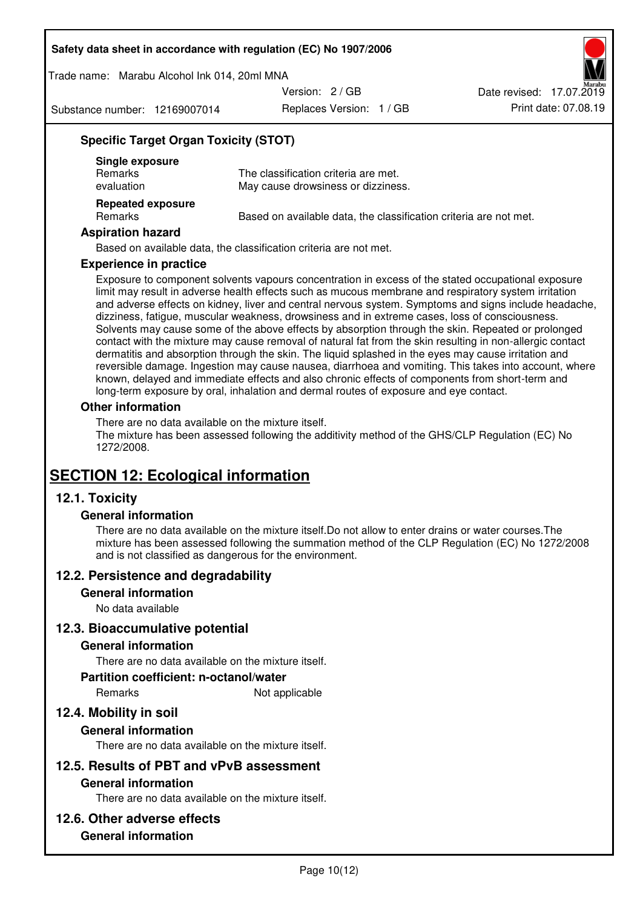### Specific Target Organ Toxicity (STOT)

**Single exposure**

| | |
|---|---|
| Remarks | The classification criteria are met. |
| evaluation | May cause drowsiness or dizziness. |

**Repeated exposure**

| | |
|---|---|
| Remarks | Based on available data, the classification criteria are not met. |

### Aspiration hazard

Based on available data, the classification criteria are not met.

### Experience in practice

Exposure to component solvents vapours concentration in excess of the stated occupational exposure limit may result in adverse health effects such as mucous membrane and respiratory system irritation and adverse effects on kidney, liver and central nervous system. Symptoms and signs include headache, dizziness, fatigue, muscular weakness, drowsiness and in extreme cases, loss of consciousness. Solvents may cause some of the above effects by absorption through the skin. Repeated or prolonged contact with the mixture may cause removal of natural fat from the skin resulting in non-allergic contact dermatitis and absorption through the skin. The liquid splashed in the eyes may cause irritation and reversible damage. Ingestion may cause nausea, diarrhoea and vomiting. This takes into account, where known, delayed and immediate effects and also chronic effects of components from short-term and long-term exposure by oral, inhalation and dermal routes of exposure and eye contact.

### Other information

There are no data available on the mixture itself.
The mixture has been assessed following the additivity method of the GHS/CLP Regulation (EC) No 1272/2008.

# SECTION 12: Ecological information

## 12.1. Toxicity

### General information

There are no data available on the mixture itself.Do not allow to enter drains or water courses.The mixture has been assessed following the summation method of the CLP Regulation (EC) No 1272/2008 and is not classified as dangerous for the environment.

## 12.2. Persistence and degradability

### General information

No data available

## 12.3. Bioaccumulative potential

### General information

There are no data available on the mixture itself.

### Partition coefficient: n-octanol/water

| | |
|---|---|
| Remarks | Not applicable |

## 12.4. Mobility in soil

### General information

There are no data available on the mixture itself.

## 12.5. Results of PBT and vPvB assessment

### General information

There are no data available on the mixture itself.

## 12.6. Other adverse effects

### General information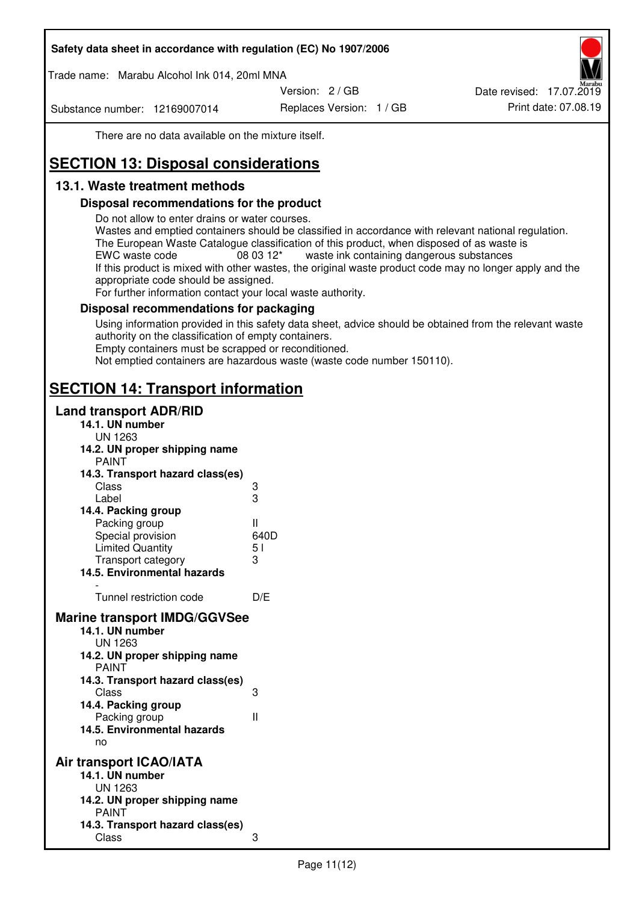There are no data available on the mixture itself.

# SECTION 13: Disposal considerations

## 13.1. Waste treatment methods

### Disposal recommendations for the product

Do not allow to enter drains or water courses.
Wastes and emptied containers should be classified in accordance with relevant national regulation.
The European Waste Catalogue classification of this product, when disposed of as waste is
EWC waste code 08 03 12* waste ink containing dangerous substances
If this product is mixed with other wastes, the original waste product code may no longer apply and the appropriate code should be assigned.
For further information contact your local waste authority.

### Disposal recommendations for packaging

Using information provided in this safety data sheet, advice should be obtained from the relevant waste authority on the classification of empty containers.
Empty containers must be scrapped or reconditioned.
Not emptied containers are hazardous waste (waste code number 150110).

# SECTION 14: Transport information

## Land transport ADR/RID

**14.1. UN number**
UN 1263

**14.2. UN proper shipping name**
PAINT

**14.3. Transport hazard class(es)**

| | |
|---|---|
| Class | 3 |
| Label | 3 |

**14.4. Packing group**

| | |
|---|---|
| Packing group | II |
| Special provision | 640D |
| Limited Quantity | 5 l |
| Transport category | 3 |

**14.5. Environmental hazards**
-

| | |
|---|---|
| Tunnel restriction code | D/E |

## Marine transport IMDG/GGVSee

**14.1. UN number**
UN 1263

**14.2. UN proper shipping name**
PAINT

**14.3. Transport hazard class(es)**

| | |
|---|---|
| Class | 3 |

**14.4. Packing group**

| | |
|---|---|
| Packing group | II |

**14.5. Environmental hazards**
no

## Air transport ICAO/IATA

**14.1. UN number**
UN 1263

**14.2. UN proper shipping name**
PAINT

**14.3. Transport hazard class(es)**

| | |
|---|---|
| Class | 3 |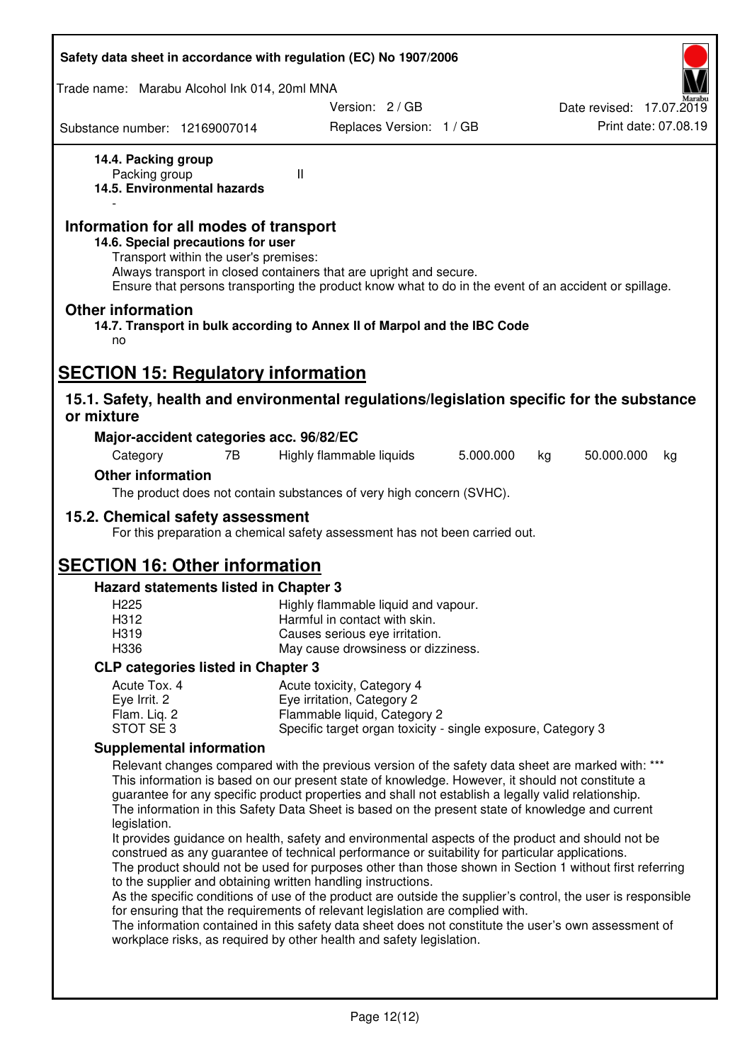**14.4. Packing group**

Packing group II

**14.5. Environmental hazards**

-

## Information for all modes of transport

**14.6. Special precautions for user**

Transport within the user's premises:
Always transport in closed containers that are upright and secure.
Ensure that persons transporting the product know what to do in the event of an accident or spillage.

## Other information

**14.7. Transport in bulk according to Annex II of Marpol and the IBC Code**

no

# SECTION 15: Regulatory information

## 15.1. Safety, health and environmental regulations/legislation specific for the substance or mixture

### Major-accident categories acc. 96/82/EC

| | | | | | | |
|---|---|---|---|---|---|---|
| Category | 7B | Highly flammable liquids | 5.000.000 | kg | 50.000.000 | kg |

### Other information

The product does not contain substances of very high concern (SVHC).

## 15.2. Chemical safety assessment

For this preparation a chemical safety assessment has not been carried out.

# SECTION 16: Other information

### Hazard statements listed in Chapter 3

| | |
|---|---|
| H225 | Highly flammable liquid and vapour. |
| H312 | Harmful in contact with skin. |
| H319 | Causes serious eye irritation. |
| H336 | May cause drowsiness or dizziness. |

### CLP categories listed in Chapter 3

| | |
|---|---|
| Acute Tox. 4 | Acute toxicity, Category 4 |
| Eye Irrit. 2 | Eye irritation, Category 2 |
| Flam. Liq. 2 | Flammable liquid, Category 2 |
| STOT SE 3 | Specific target organ toxicity - single exposure, Category 3 |

### Supplemental information

Relevant changes compared with the previous version of the safety data sheet are marked with: ***
This information is based on our present state of knowledge. However, it should not constitute a guarantee for any specific product properties and shall not establish a legally valid relationship.
The information in this Safety Data Sheet is based on the present state of knowledge and current legislation.
It provides guidance on health, safety and environmental aspects of the product and should not be construed as any guarantee of technical performance or suitability for particular applications.
The product should not be used for purposes other than those shown in Section 1 without first referring to the supplier and obtaining written handling instructions.
As the specific conditions of use of the product are outside the supplier's control, the user is responsible for ensuring that the requirements of relevant legislation are complied with.
The information contained in this safety data sheet does not constitute the user's own assessment of workplace risks, as required by other health and safety legislation.